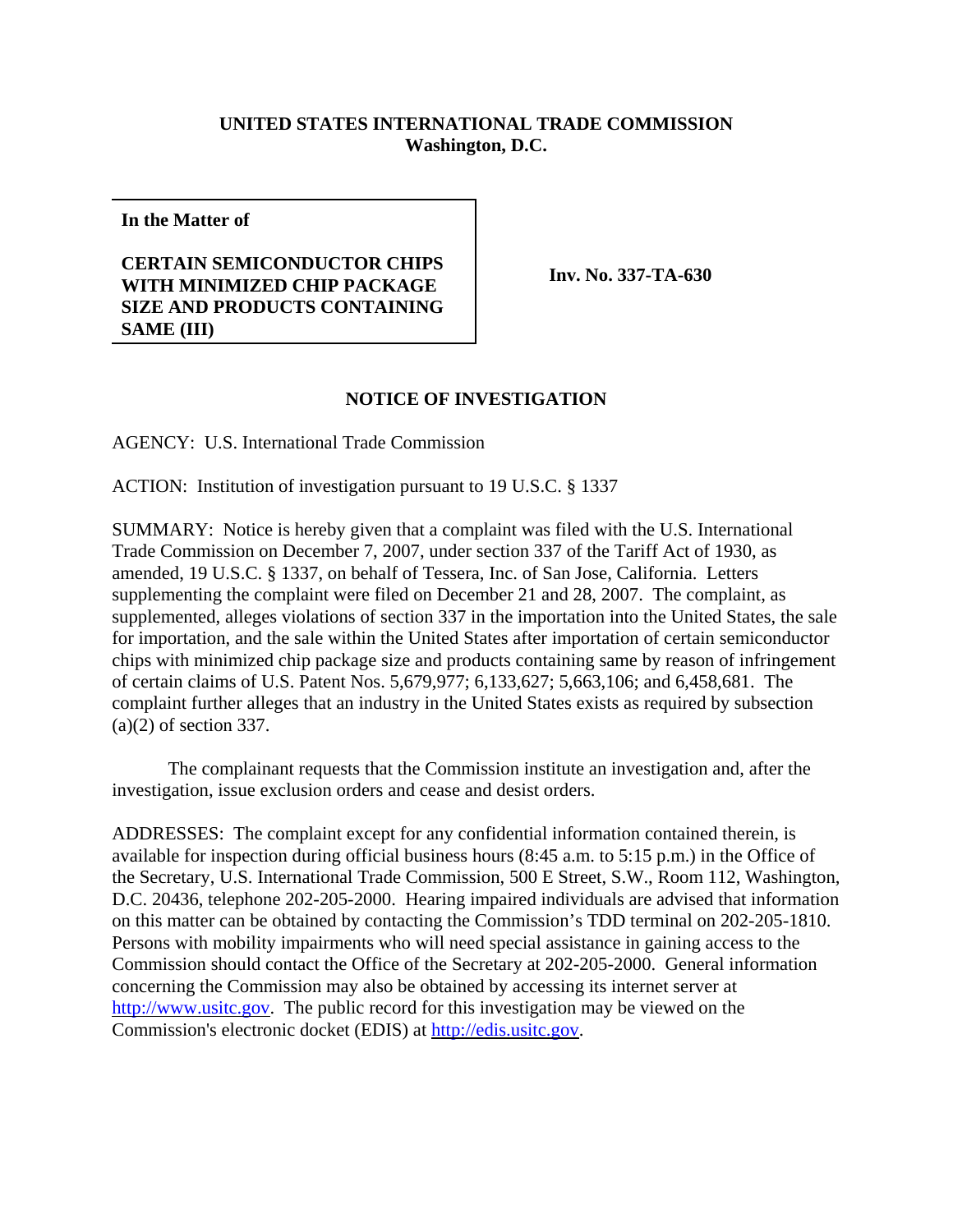**UNITED STATES INTERNATIONAL TRADE COMMISSION**
**Washington, D.C.**

| **In the Matter of**<br><br>**CERTAIN SEMICONDUCTOR CHIPS WITH MINIMIZED CHIP PACKAGE SIZE AND PRODUCTS CONTAINING SAME (III)** | **Inv. No. 337-TA-630** |
|---|---|

## NOTICE OF INVESTIGATION

AGENCY: U.S. International Trade Commission

ACTION: Institution of investigation pursuant to 19 U.S.C. § 1337

SUMMARY: Notice is hereby given that a complaint was filed with the U.S. International Trade Commission on December 7, 2007, under section 337 of the Tariff Act of 1930, as amended, 19 U.S.C. § 1337, on behalf of Tessera, Inc. of San Jose, California. Letters supplementing the complaint were filed on December 21 and 28, 2007. The complaint, as supplemented, alleges violations of section 337 in the importation into the United States, the sale for importation, and the sale within the United States after importation of certain semiconductor chips with minimized chip package size and products containing same by reason of infringement of certain claims of U.S. Patent Nos. 5,679,977; 6,133,627; 5,663,106; and 6,458,681. The complaint further alleges that an industry in the United States exists as required by subsection (a)(2) of section 337.

The complainant requests that the Commission institute an investigation and, after the investigation, issue exclusion orders and cease and desist orders.

ADDRESSES: The complaint except for any confidential information contained therein, is available for inspection during official business hours (8:45 a.m. to 5:15 p.m.) in the Office of the Secretary, U.S. International Trade Commission, 500 E Street, S.W., Room 112, Washington, D.C. 20436, telephone 202-205-2000. Hearing impaired individuals are advised that information on this matter can be obtained by contacting the Commission's TDD terminal on 202-205-1810. Persons with mobility impairments who will need special assistance in gaining access to the Commission should contact the Office of the Secretary at 202-205-2000. General information concerning the Commission may also be obtained by accessing its internet server at http://www.usitc.gov. The public record for this investigation may be viewed on the Commission's electronic docket (EDIS) at http://edis.usitc.gov.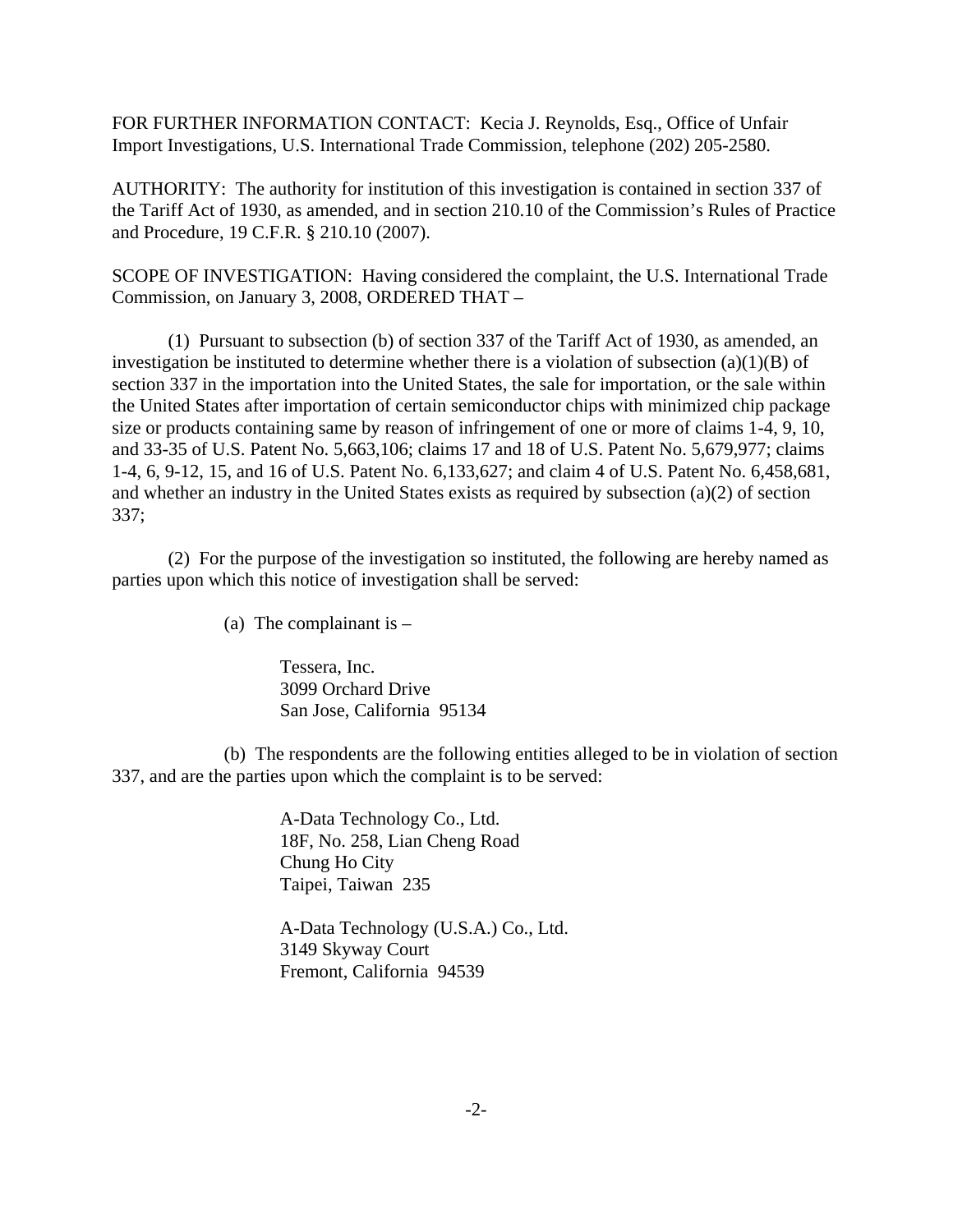FOR FURTHER INFORMATION CONTACT: Kecia J. Reynolds, Esq., Office of Unfair Import Investigations, U.S. International Trade Commission, telephone (202) 205-2580.

AUTHORITY: The authority for institution of this investigation is contained in section 337 of the Tariff Act of 1930, as amended, and in section 210.10 of the Commission's Rules of Practice and Procedure, 19 C.F.R. § 210.10 (2007).

SCOPE OF INVESTIGATION: Having considered the complaint, the U.S. International Trade Commission, on January 3, 2008, ORDERED THAT –

(1) Pursuant to subsection (b) of section 337 of the Tariff Act of 1930, as amended, an investigation be instituted to determine whether there is a violation of subsection (a)(1)(B) of section 337 in the importation into the United States, the sale for importation, or the sale within the United States after importation of certain semiconductor chips with minimized chip package size or products containing same by reason of infringement of one or more of claims 1-4, 9, 10, and 33-35 of U.S. Patent No. 5,663,106; claims 17 and 18 of U.S. Patent No. 5,679,977; claims 1-4, 6, 9-12, 15, and 16 of U.S. Patent No. 6,133,627; and claim 4 of U.S. Patent No. 6,458,681, and whether an industry in the United States exists as required by subsection (a)(2) of section 337;

(2) For the purpose of the investigation so instituted, the following are hereby named as parties upon which this notice of investigation shall be served:

(a) The complainant is –

Tessera, Inc.
3099 Orchard Drive
San Jose, California 95134

(b) The respondents are the following entities alleged to be in violation of section 337, and are the parties upon which the complaint is to be served:

A-Data Technology Co., Ltd.
18F, No. 258, Lian Cheng Road
Chung Ho City
Taipei, Taiwan 235

A-Data Technology (U.S.A.) Co., Ltd.
3149 Skyway Court
Fremont, California 94539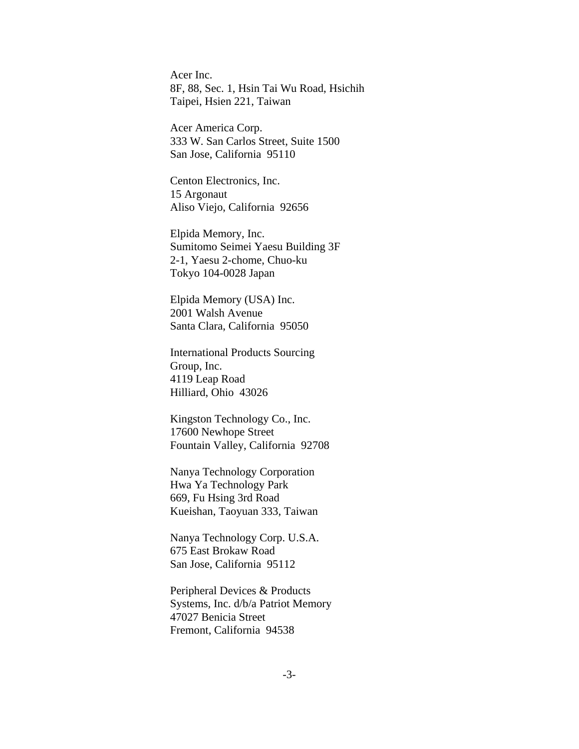Acer Inc.
8F, 88, Sec. 1, Hsin Tai Wu Road, Hsichih
Taipei, Hsien 221, Taiwan

Acer America Corp.
333 W. San Carlos Street, Suite 1500
San Jose, California 95110

Centon Electronics, Inc.
15 Argonaut
Aliso Viejo, California 92656

Elpida Memory, Inc.
Sumitomo Seimei Yaesu Building 3F
2-1, Yaesu 2-chome, Chuo-ku
Tokyo 104-0028 Japan

Elpida Memory (USA) Inc.
2001 Walsh Avenue
Santa Clara, California 95050

International Products Sourcing
Group, Inc.
4119 Leap Road
Hilliard, Ohio 43026

Kingston Technology Co., Inc.
17600 Newhope Street
Fountain Valley, California 92708

Nanya Technology Corporation
Hwa Ya Technology Park
669, Fu Hsing 3rd Road
Kueishan, Taoyuan 333, Taiwan

Nanya Technology Corp. U.S.A.
675 East Brokaw Road
San Jose, California 95112

Peripheral Devices & Products
Systems, Inc. d/b/a Patriot Memory
47027 Benicia Street
Fremont, California 94538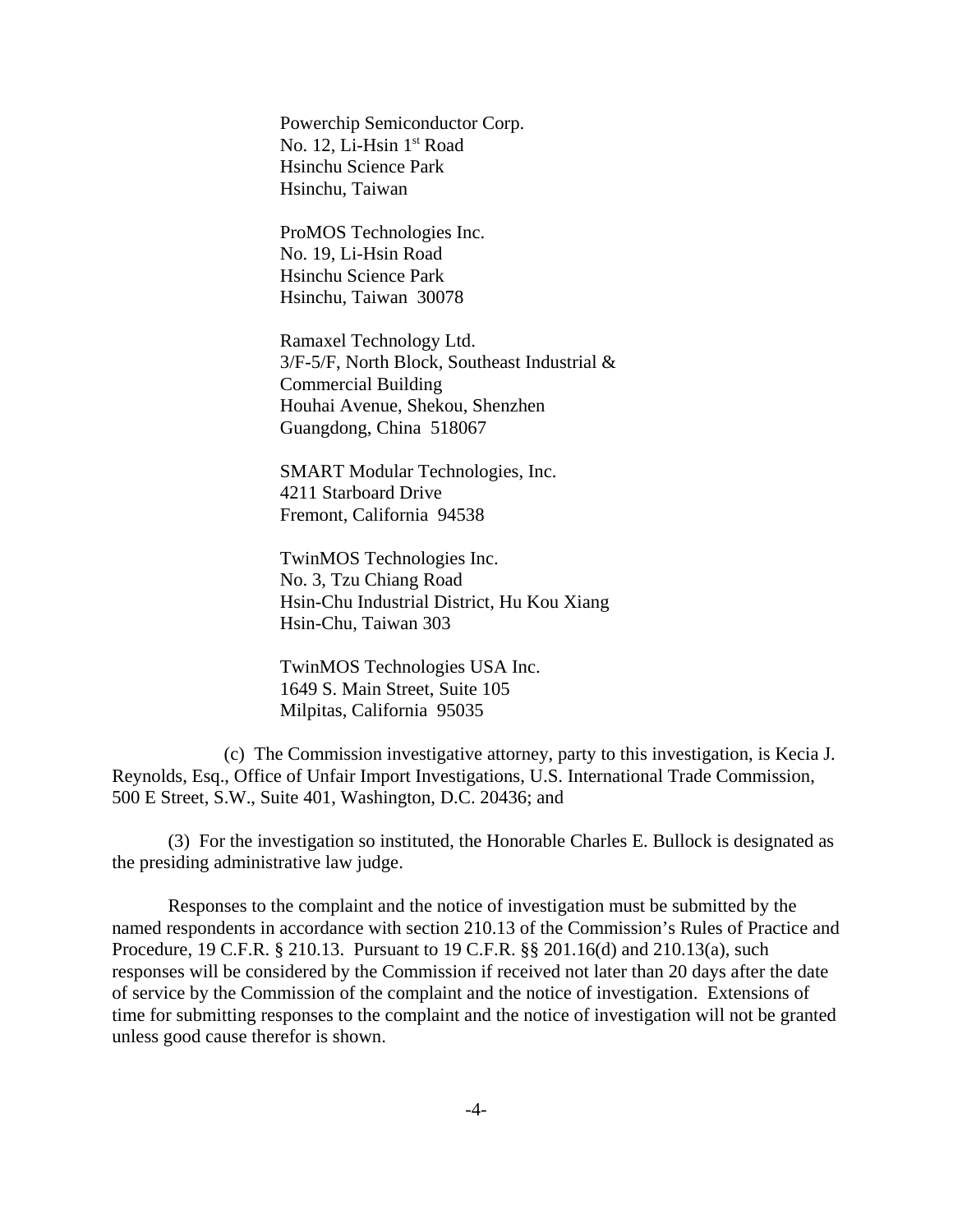Powerchip Semiconductor Corp.
No. 12, Li-Hsin 1st Road
Hsinchu Science Park
Hsinchu, Taiwan

ProMOS Technologies Inc.
No. 19, Li-Hsin Road
Hsinchu Science Park
Hsinchu, Taiwan 30078

Ramaxel Technology Ltd.
3/F-5/F, North Block, Southeast Industrial &
Commercial Building
Houhai Avenue, Shekou, Shenzhen
Guangdong, China 518067

SMART Modular Technologies, Inc.
4211 Starboard Drive
Fremont, California 94538

TwinMOS Technologies Inc.
No. 3, Tzu Chiang Road
Hsin-Chu Industrial District, Hu Kou Xiang
Hsin-Chu, Taiwan 303

TwinMOS Technologies USA Inc.
1649 S. Main Street, Suite 105
Milpitas, California 95035

(c) The Commission investigative attorney, party to this investigation, is Kecia J. Reynolds, Esq., Office of Unfair Import Investigations, U.S. International Trade Commission, 500 E Street, S.W., Suite 401, Washington, D.C. 20436; and

(3) For the investigation so instituted, the Honorable Charles E. Bullock is designated as the presiding administrative law judge.

Responses to the complaint and the notice of investigation must be submitted by the named respondents in accordance with section 210.13 of the Commission's Rules of Practice and Procedure, 19 C.F.R. § 210.13. Pursuant to 19 C.F.R. §§ 201.16(d) and 210.13(a), such responses will be considered by the Commission if received not later than 20 days after the date of service by the Commission of the complaint and the notice of investigation. Extensions of time for submitting responses to the complaint and the notice of investigation will not be granted unless good cause therefor is shown.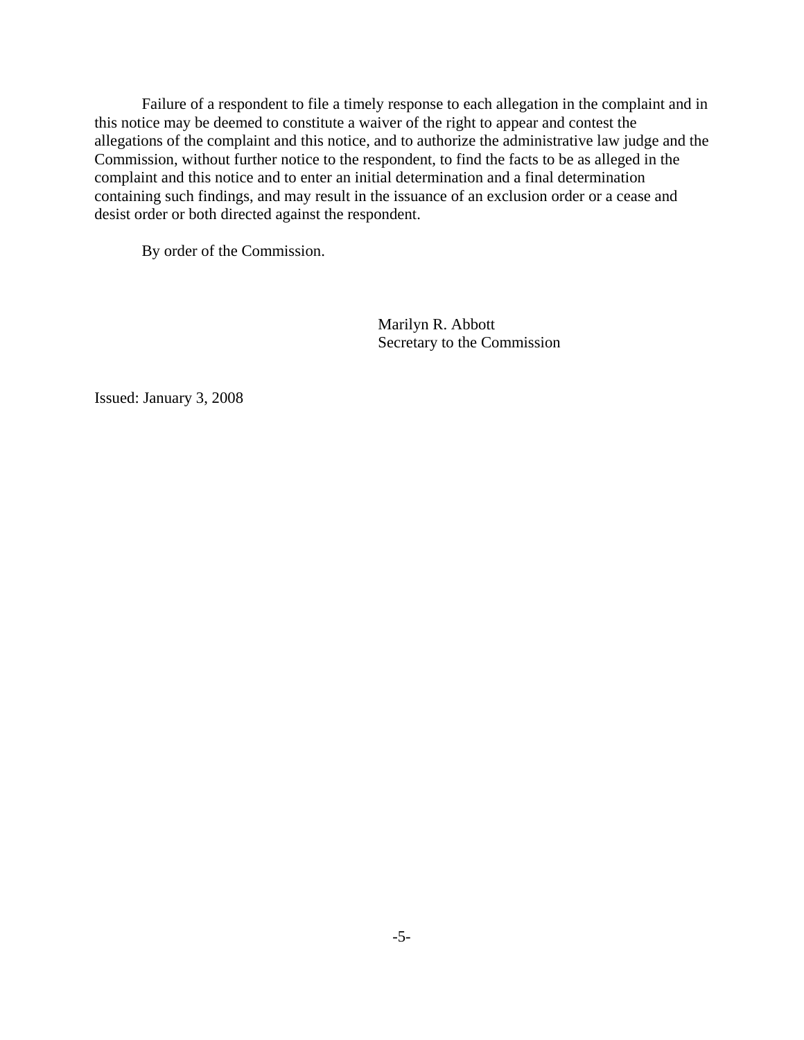Failure of a respondent to file a timely response to each allegation in the complaint and in this notice may be deemed to constitute a waiver of the right to appear and contest the allegations of the complaint and this notice, and to authorize the administrative law judge and the Commission, without further notice to the respondent, to find the facts to be as alleged in the complaint and this notice and to enter an initial determination and a final determination containing such findings, and may result in the issuance of an exclusion order or a cease and desist order or both directed against the respondent.

By order of the Commission.

Marilyn R. Abbott
Secretary to the Commission

Issued: January 3, 2008